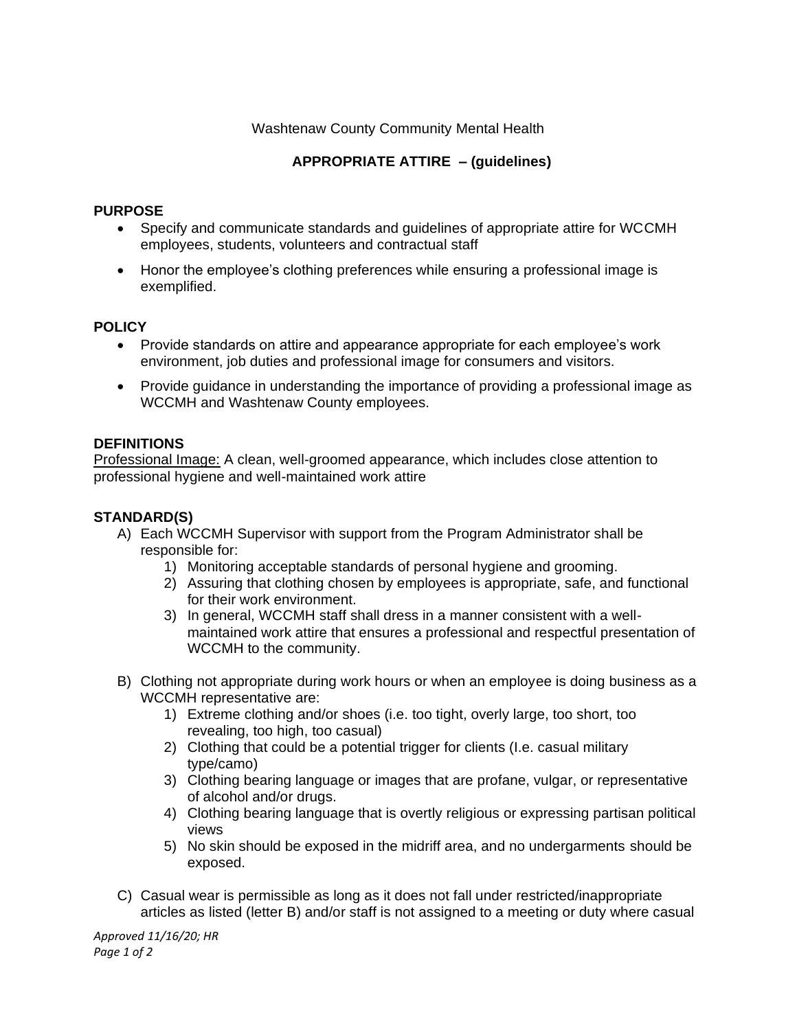Washtenaw County Community Mental Health

## APPROPRIATE ATTIRE – (guidelines)

### PURPOSE

- Specify and communicate standards and guidelines of appropriate attire for WCCMH employees, students, volunteers and contractual staff
- Honor the employee's clothing preferences while ensuring a professional image is exemplified.

### POLICY

- Provide standards on attire and appearance appropriate for each employee's work environment, job duties and professional image for consumers and visitors.
- Provide guidance in understanding the importance of providing a professional image as WCCMH and Washtenaw County employees.

### DEFINITIONS

Professional Image: A clean, well-groomed appearance, which includes close attention to professional hygiene and well-maintained work attire

### STANDARD(S)

A) Each WCCMH Supervisor with support from the Program Administrator shall be responsible for:
   1) Monitoring acceptable standards of personal hygiene and grooming.
   2) Assuring that clothing chosen by employees is appropriate, safe, and functional for their work environment.
   3) In general, WCCMH staff shall dress in a manner consistent with a well-maintained work attire that ensures a professional and respectful presentation of WCCMH to the community.

B) Clothing not appropriate during work hours or when an employee is doing business as a WCCMH representative are:
   1) Extreme clothing and/or shoes (i.e. too tight, overly large, too short, too revealing, too high, too casual)
   2) Clothing that could be a potential trigger for clients (I.e. casual military type/camo)
   3) Clothing bearing language or images that are profane, vulgar, or representative of alcohol and/or drugs.
   4) Clothing bearing language that is overtly religious or expressing partisan political views
   5) No skin should be exposed in the midriff area, and no undergarments should be exposed.

C) Casual wear is permissible as long as it does not fall under restricted/inappropriate articles as listed (letter B) and/or staff is not assigned to a meeting or duty where casual

*Approved 11/16/20; HR*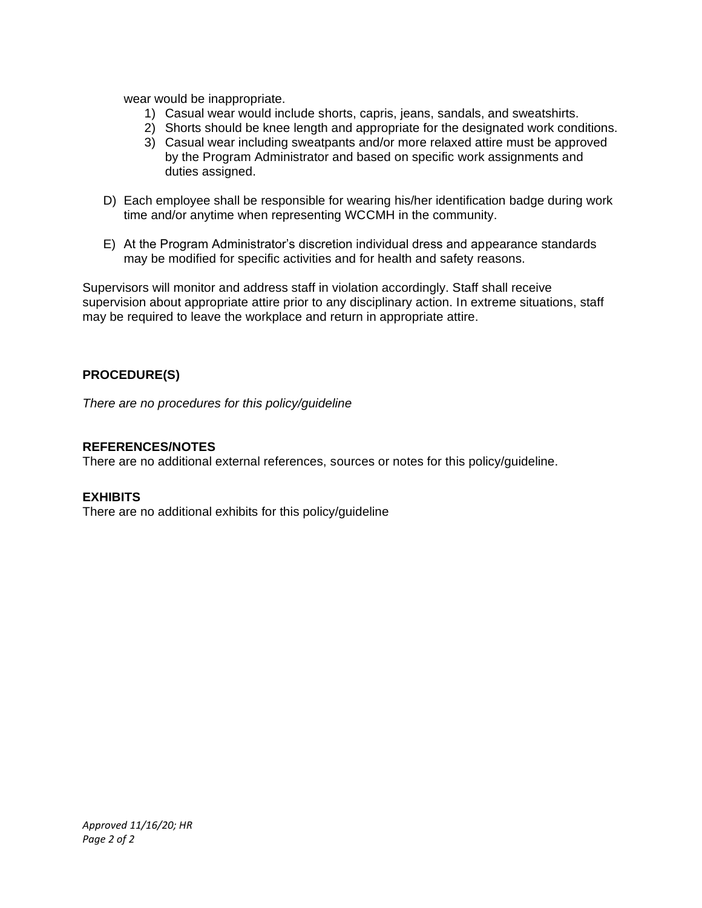wear would be inappropriate.

1) Casual wear would include shorts, capris, jeans, sandals, and sweatshirts.
2) Shorts should be knee length and appropriate for the designated work conditions.
3) Casual wear including sweatpants and/or more relaxed attire must be approved by the Program Administrator and based on specific work assignments and duties assigned.

D) Each employee shall be responsible for wearing his/her identification badge during work time and/or anytime when representing WCCMH in the community.

E) At the Program Administrator's discretion individual dress and appearance standards may be modified for specific activities and for health and safety reasons.

Supervisors will monitor and address staff in violation accordingly. Staff shall receive supervision about appropriate attire prior to any disciplinary action. In extreme situations, staff may be required to leave the workplace and return in appropriate attire.

**PROCEDURE(S)**

*There are no procedures for this policy/guideline*

**REFERENCES/NOTES**

There are no additional external references, sources or notes for this policy/guideline.

**EXHIBITS**

There are no additional exhibits for this policy/guideline

*Approved 11/16/20; HR*